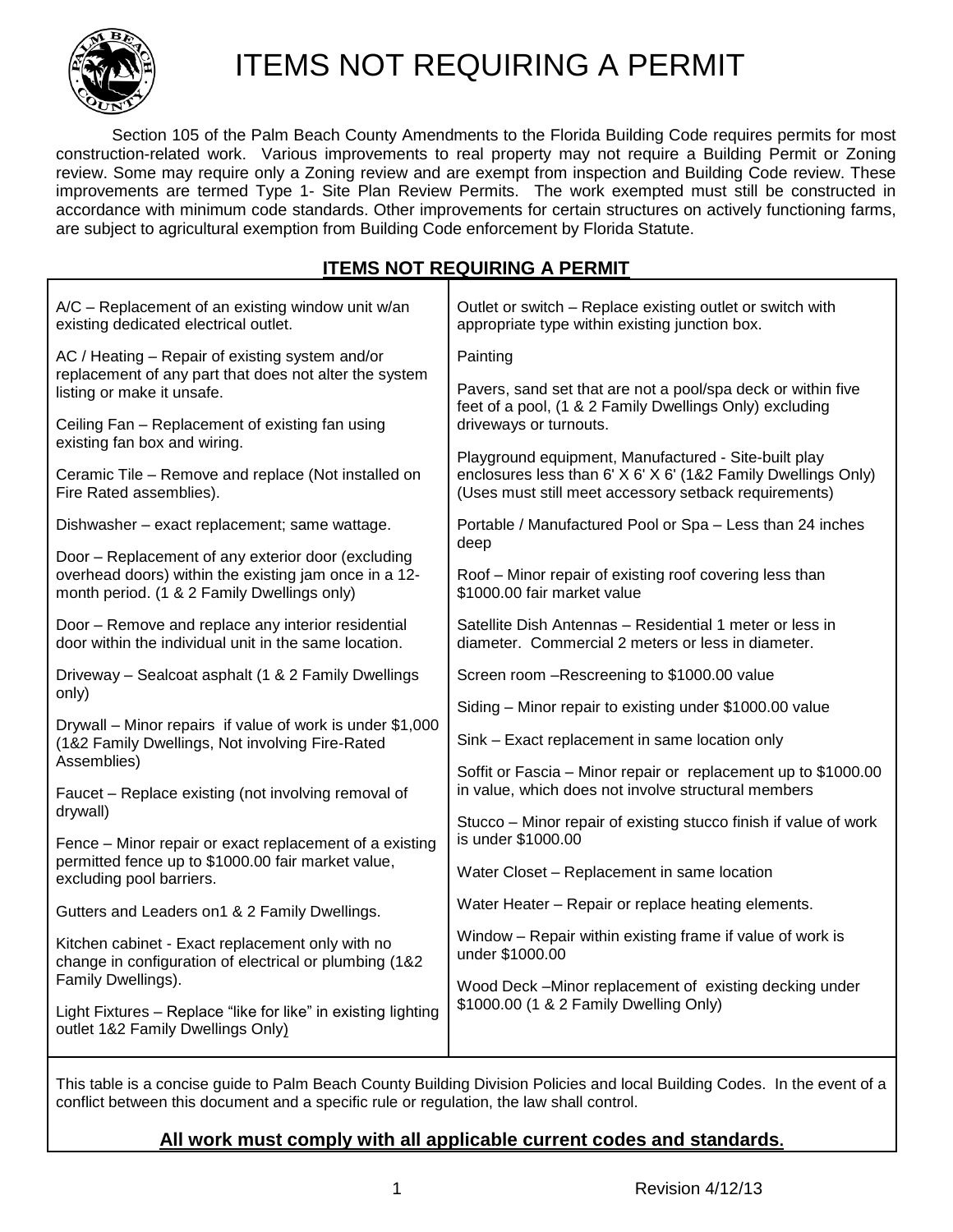# ITEMS NOT REQUIRING A PERMIT

Section 105 of the Palm Beach County Amendments to the Florida Building Code requires permits for most construction-related work. Various improvements to real property may not require a Building Permit or Zoning review. Some may require only a Zoning review and are exempt from inspection and Building Code review. These improvements are termed Type 1- Site Plan Review Permits. The work exempted must still be constructed in accordance with minimum code standards. Other improvements for certain structures on actively functioning farms, are subject to agricultural exemption from Building Code enforcement by Florida Statute.

## ITEMS NOT REQUIRING A PERMIT

A/C – Replacement of an existing window unit w/an existing dedicated electrical outlet.

AC / Heating – Repair of existing system and/or replacement of any part that does not alter the system listing or make it unsafe.

Ceiling Fan – Replacement of existing fan using existing fan box and wiring.

Ceramic Tile – Remove and replace (Not installed on Fire Rated assemblies).

Dishwasher – exact replacement; same wattage.

Door – Replacement of any exterior door (excluding overhead doors) within the existing jam once in a 12-month period. (1 & 2 Family Dwellings only)

Door – Remove and replace any interior residential door within the individual unit in the same location.

Driveway – Sealcoat asphalt (1 & 2 Family Dwellings only)

Drywall – Minor repairs if value of work is under $1,000 (1&2 Family Dwellings, Not involving Fire-Rated Assemblies)

Faucet – Replace existing (not involving removal of drywall)

Fence – Minor repair or exact replacement of a existing permitted fence up to $1000.00 fair market value, excluding pool barriers.

Gutters and Leaders on1 & 2 Family Dwellings.

Kitchen cabinet - Exact replacement only with no change in configuration of electrical or plumbing (1&2 Family Dwellings).

Light Fixtures – Replace "like for like" in existing lighting outlet 1&2 Family Dwellings Only)

Outlet or switch – Replace existing outlet or switch with appropriate type within existing junction box.

Painting

Pavers, sand set that are not a pool/spa deck or within five feet of a pool, (1 & 2 Family Dwellings Only) excluding driveways or turnouts.

Playground equipment, Manufactured - Site-built play enclosures less than 6' X 6' X 6' (1&2 Family Dwellings Only) (Uses must still meet accessory setback requirements)

Portable / Manufactured Pool or Spa – Less than 24 inches deep

Roof – Minor repair of existing roof covering less than $1000.00 fair market value

Satellite Dish Antennas – Residential 1 meter or less in diameter. Commercial 2 meters or less in diameter.

Screen room –Rescreening to $1000.00 value

Siding – Minor repair to existing under $1000.00 value

Sink – Exact replacement in same location only

Soffit or Fascia – Minor repair or replacement up to $1000.00 in value, which does not involve structural members

Stucco – Minor repair of existing stucco finish if value of work is under $1000.00

Water Closet – Replacement in same location

Water Heater – Repair or replace heating elements.

Window – Repair within existing frame if value of work is under $1000.00

Wood Deck –Minor replacement of existing decking under $1000.00 (1 & 2 Family Dwelling Only)

This table is a concise guide to Palm Beach County Building Division Policies and local Building Codes. In the event of a conflict between this document and a specific rule or regulation, the law shall control.

**All work must comply with all applicable current codes and standards.**

Revision 4/12/13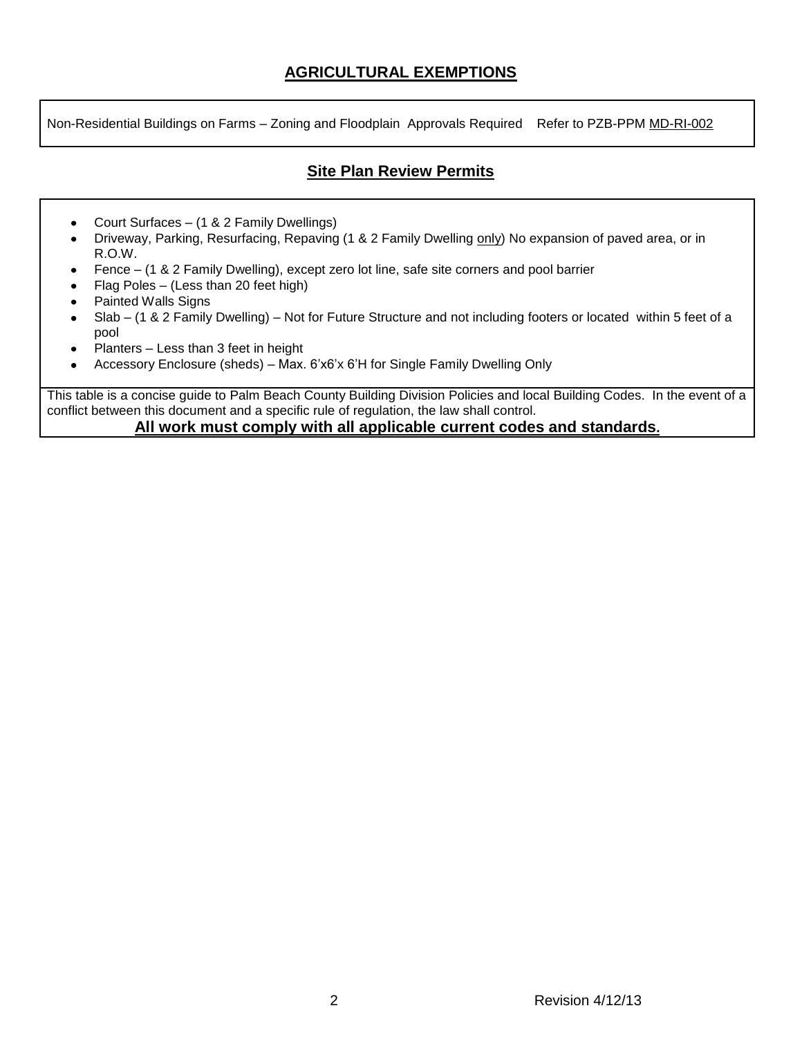## AGRICULTURAL EXEMPTIONS

Non-Residential Buildings on Farms – Zoning and Floodplain Approvals Required    Refer to PZB-PPM MD-RI-002

## Site Plan Review Permits

- Court Surfaces – (1 & 2 Family Dwellings)
- Driveway, Parking, Resurfacing, Repaving (1 & 2 Family Dwelling only) No expansion of paved area, or in R.O.W.
- Fence – (1 & 2 Family Dwelling), except zero lot line, safe site corners and pool barrier
- Flag Poles – (Less than 20 feet high)
- Painted Walls Signs
- Slab – (1 & 2 Family Dwelling) – Not for Future Structure and not including footers or located within 5 feet of a pool
- Planters – Less than 3 feet in height
- Accessory Enclosure (sheds) – Max. 6'x6'x 6'H for Single Family Dwelling Only

This table is a concise guide to Palm Beach County Building Division Policies and local Building Codes. In the event of a conflict between this document and a specific rule of regulation, the law shall control.

**All work must comply with all applicable current codes and standards.**

Revision 4/12/13